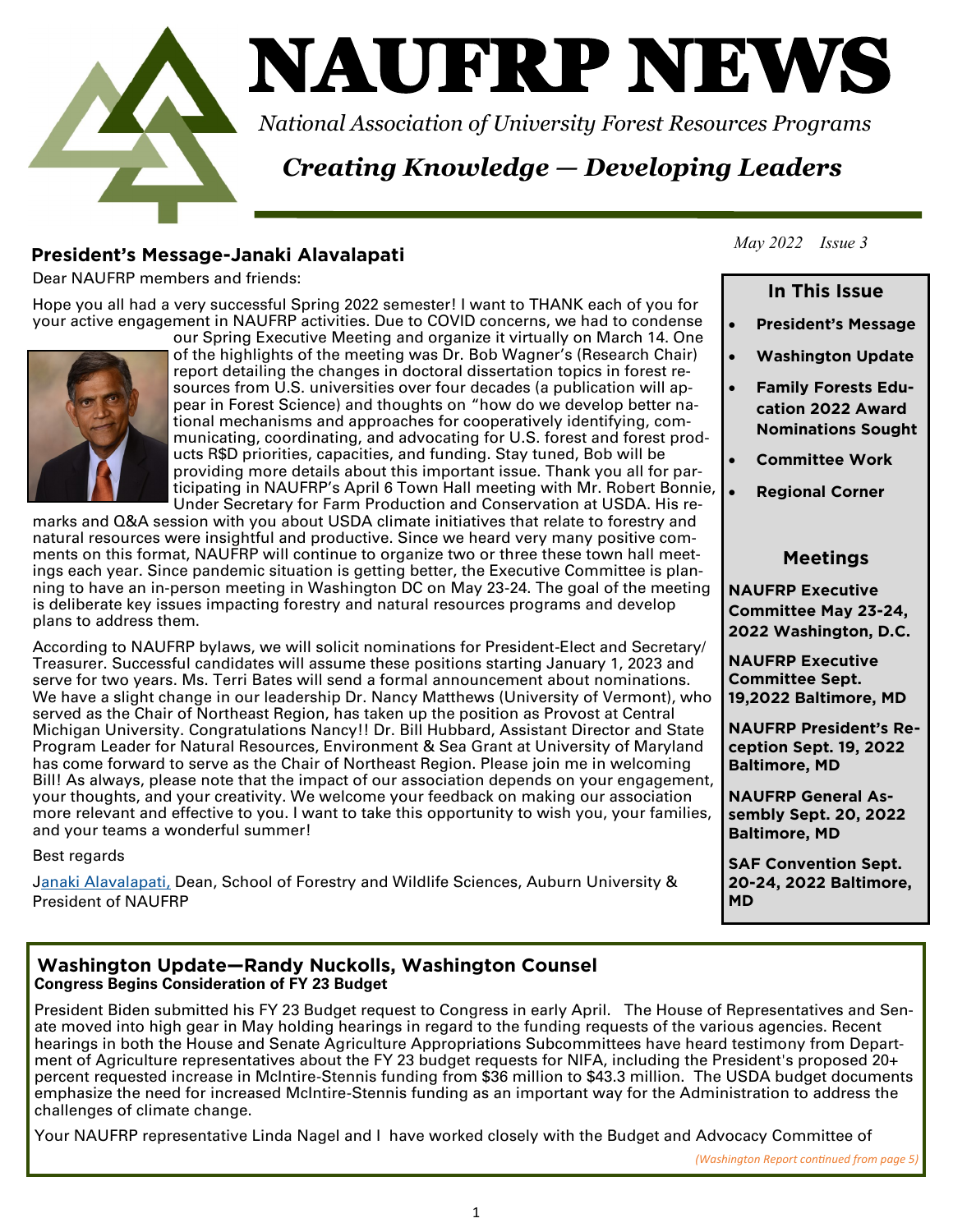# NAUFRP NEWS

*National Association of University Forest Resources Programs*

***Creating Knowledge — Developing Leaders***

*May 2022 Issue 3*

## President's Message-Janaki Alavalapati

Dear NAUFRP members and friends:

Hope you all had a very successful Spring 2022 semester! I want to THANK each of you for your active engagement in NAUFRP activities. Due to COVID concerns, we had to condense our Spring Executive Meeting and organize it virtually on March 14. One of the highlights of the meeting was Dr. Bob Wagner's (Research Chair) report detailing the changes in doctoral dissertation topics in forest resources from U.S. universities over four decades (a publication will appear in Forest Science) and thoughts on "how do we develop better national mechanisms and approaches for cooperatively identifying, communicating, coordinating, and advocating for U.S. forest and forest products R$D priorities, capacities, and funding. Stay tuned, Bob will be providing more details about this important issue. Thank you all for participating in NAUFRP's April 6 Town Hall meeting with Mr. Robert Bonnie, Under Secretary for Farm Production and Conservation at USDA. His remarks and Q&A session with you about USDA climate initiatives that relate to forestry and natural resources were insightful and productive. Since we heard very many positive comments on this format, NAUFRP will continue to organize two or three these town hall meetings each year. Since pandemic situation is getting better, the Executive Committee is planning to have an in-person meeting in Washington DC on May 23-24. The goal of the meeting is deliberate key issues impacting forestry and natural resources programs and develop plans to address them.

According to NAUFRP bylaws, we will solicit nominations for President-Elect and Secretary/Treasurer. Successful candidates will assume these positions starting January 1, 2023 and serve for two years. Ms. Terri Bates will send a formal announcement about nominations. We have a slight change in our leadership Dr. Nancy Matthews (University of Vermont), who served as the Chair of Northeast Region, has taken up the position as Provost at Central Michigan University. Congratulations Nancy!! Dr. Bill Hubbard, Assistant Director and State Program Leader for Natural Resources, Environment & Sea Grant at University of Maryland has come forward to serve as the Chair of Northeast Region. Please join me in welcoming Bill! As always, please note that the impact of our association depends on your engagement, your thoughts, and your creativity. We welcome your feedback on making our association more relevant and effective to you. I want to take this opportunity to wish you, your families, and your teams a wonderful summer!

Best regards

Janaki Alavalapati, Dean, School of Forestry and Wildlife Sciences, Auburn University & President of NAUFRP

### In This Issue

- **President's Message**
- **Washington Update**
- **Family Forests Education 2022 Award Nominations Sought**
- **Committee Work**
- **Regional Corner**

### Meetings

**NAUFRP Executive Committee May 23-24, 2022 Washington, D.C.**

**NAUFRP Executive Committee Sept. 19,2022 Baltimore, MD**

**NAUFRP President's Reception Sept. 19, 2022 Baltimore, MD**

**NAUFRP General Assembly Sept. 20, 2022 Baltimore, MD**

**SAF Convention Sept. 20-24, 2022 Baltimore, MD**

## Washington Update—Randy Nuckolls, Washington Counsel

**Congress Begins Consideration of FY 23 Budget**

President Biden submitted his FY 23 Budget request to Congress in early April. The House of Representatives and Senate moved into high gear in May holding hearings in regard to the funding requests of the various agencies. Recent hearings in both the House and Senate Agriculture Appropriations Subcommittees have heard testimony from Department of Agriculture representatives about the FY 23 budget requests for NIFA, including the President's proposed 20+ percent requested increase in McIntire-Stennis funding from $36 million to $43.3 million. The USDA budget documents emphasize the need for increased McIntire-Stennis funding as an important way for the Administration to address the challenges of climate change.

Your NAUFRP representative Linda Nagel and I have worked closely with the Budget and Advocacy Committee of

*(Washington Report continued from page 5)*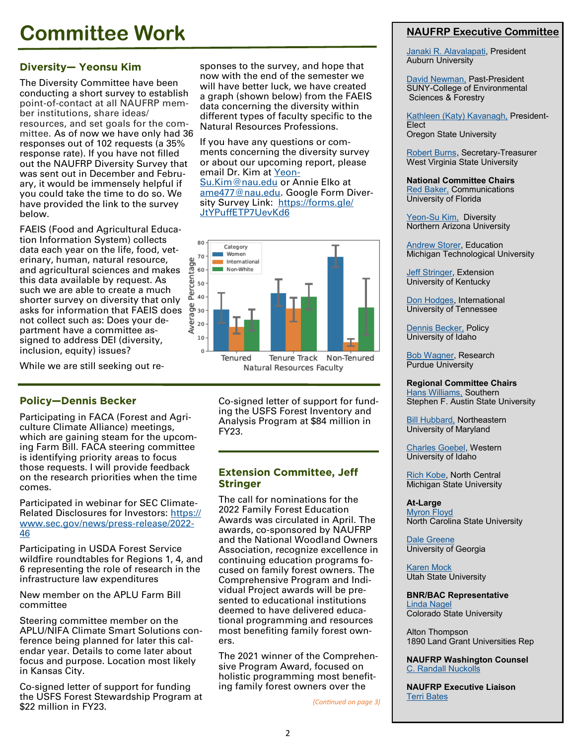# Committee Work

## Diversity— Yeonsu Kim

The Diversity Committee have been conducting a short survey to establish point-of-contact at all NAUFRP member institutions, share ideas/resources, and set goals for the committee. As of now we have only had 36 responses out of 102 requests (a 35% response rate). If you have not filled out the NAUFRP Diversity Survey that was sent out in December and February, it would be immensely helpful if you could take the time to do so. We have provided the link to the survey below.

FAEIS (Food and Agricultural Education Information System) collects data each year on the life, food, veterinary, human, natural resource, and agricultural sciences and makes this data available by request. As such we are able to create a much shorter survey on diversity that only asks for information that FAEIS does not collect such as: Does your department have a committee assigned to address DEI (diversity, inclusion, equity) issues?

While we are still seeking out responses to the survey, and hope that now with the end of the semester we will have better luck, we have created a graph (shown below) from the FAEIS data concerning the diversity within different types of faculty specific to the Natural Resources Professions.

If you have any questions or comments concerning the diversity survey or about our upcoming report, please email Dr. Kim at Yeon-Su.Kim@nau.edu or Annie Elko at ame477@nau.edu. Google Form Diversity Survey Link: https://forms.gle/JtYPuffETP7UevKd6

## Policy—Dennis Becker

Participating in FACA (Forest and Agriculture Climate Alliance) meetings, which are gaining steam for the upcoming Farm Bill. FACA steering committee is identifying priority areas to focus those requests. I will provide feedback on the research priorities when the time comes.

Participated in webinar for SEC Climate-Related Disclosures for Investors: https://www.sec.gov/news/press-release/2022-46

Participating in USDA Forest Service wildfire roundtables for Regions 1, 4, and 6 representing the role of research in the infrastructure law expenditures

New member on the APLU Farm Bill committee

Steering committee member on the APLU/NIFA Climate Smart Solutions conference being planned for later this calendar year. Details to come later about focus and purpose. Location most likely in Kansas City.

Co-signed letter of support for funding the USFS Forest Stewardship Program at $22 million in FY23.

Co-signed letter of support for funding the USFS Forest Inventory and Analysis Program at $84 million in FY23.

## Extension Committee, Jeff Stringer

The call for nominations for the 2022 Family Forest Education Awards was circulated in April. The awards, co-sponsored by NAUFRP and the National Woodland Owners Association, recognize excellence in continuing education programs focused on family forest owners. The Comprehensive Program and Individual Project awards will be presented to educational institutions deemed to have delivered educational programming and resources most benefiting family forest owners.

The 2021 winner of the Comprehensive Program Award, focused on holistic programming most benefiting family forest owners over the

*(Continued on page 3)*

## NAUFRP Executive Committee

Janaki R. Alavalapati, President
Auburn University

David Newman, Past-President
SUNY-College of Environmental Sciences & Forestry

Kathleen (Katy) Kavanagh, President-Elect
Oregon State University

Robert Burns, Secretary-Treasurer
West Virginia State University

**National Committee Chairs**

Red Baker, Communications
University of Florida

Yeon-Su Kim, Diversity
Northern Arizona University

Andrew Storer, Education
Michigan Technological University

Jeff Stringer, Extension
University of Kentucky

Don Hodges, International
University of Tennessee

Dennis Becker, Policy
University of Idaho

Bob Wagner, Research
Purdue University

**Regional Committee Chairs**

Hans Williams, Southern
Stephen F. Austin State University

Bill Hubbard, Northeastern
University of Maryland

Charles Goebel, Western
University of Idaho

Rich Kobe, North Central
Michigan State University

**At-Large**

Myron Floyd
North Carolina State University

Dale Greene
University of Georgia

Karen Mock
Utah State University

**BNR/BAC Representative**

Linda Nagel
Colorado State University

Alton Thompson
1890 Land Grant Universities Rep

**NAUFRP Washington Counsel**

C. Randall Nuckolls

**NAUFRP Executive Liaison**

Terri Bates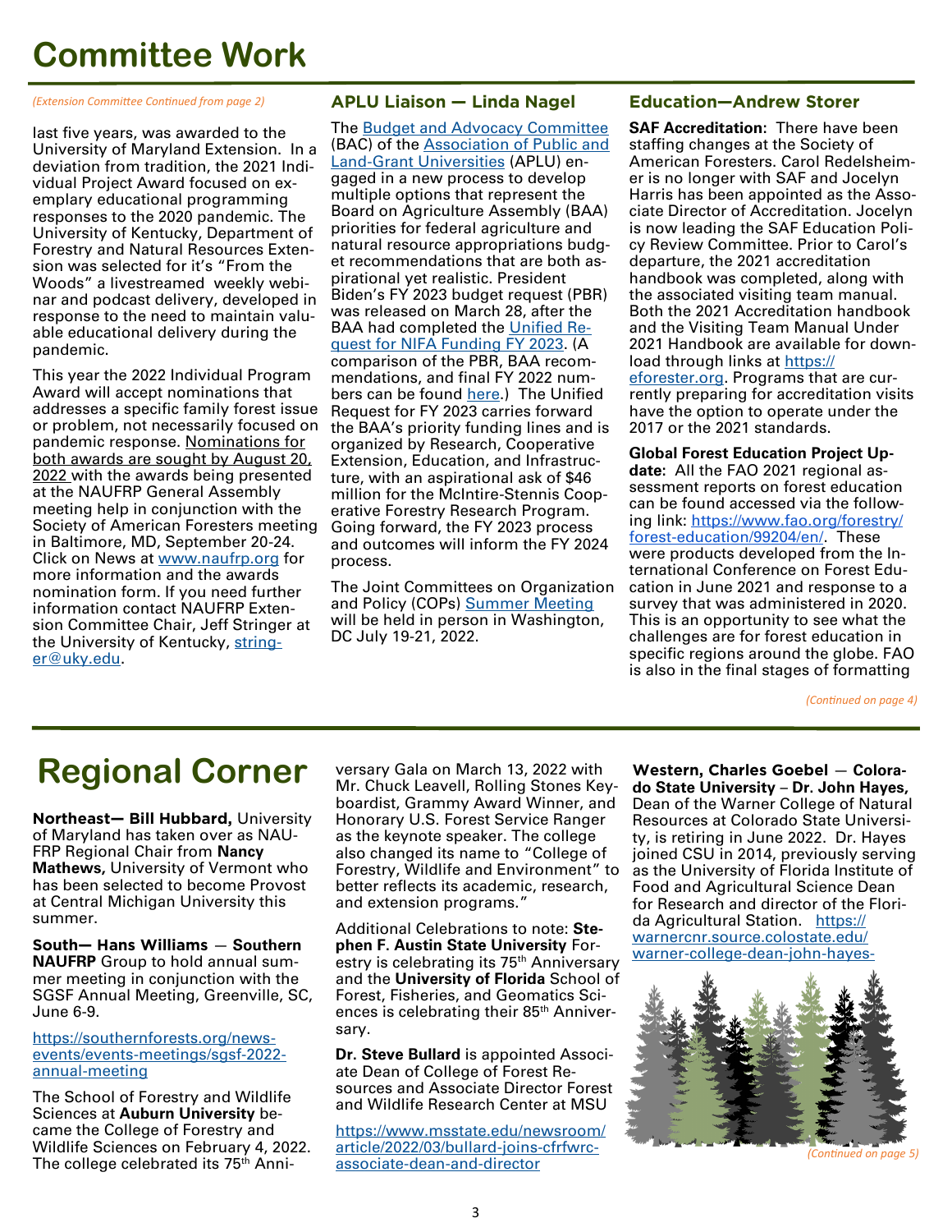# Committee Work

*(Extension Committee Continued from page 2)*

last five years, was awarded to the University of Maryland Extension. In a deviation from tradition, the 2021 Individual Project Award focused on exemplary educational programming responses to the 2020 pandemic. The University of Kentucky, Department of Forestry and Natural Resources Extension was selected for it's "From the Woods" a livestreamed weekly webinar and podcast delivery, developed in response to the need to maintain valuable educational delivery during the pandemic.

This year the 2022 Individual Program Award will accept nominations that addresses a specific family forest issue or problem, not necessarily focused on pandemic response. Nominations for both awards are sought by August 20, 2022 with the awards being presented at the NAUFRP General Assembly meeting help in conjunction with the Society of American Foresters meeting in Baltimore, MD, September 20-24. Click on News at www.naufrp.org for more information and the awards nomination form. If you need further information contact NAUFRP Extension Committee Chair, Jeff Stringer at the University of Kentucky, stringer@uky.edu.

## APLU Liaison — Linda Nagel

The Budget and Advocacy Committee (BAC) of the Association of Public and Land-Grant Universities (APLU) engaged in a new process to develop multiple options that represent the Board on Agriculture Assembly (BAA) priorities for federal agriculture and natural resource appropriations budget recommendations that are both aspirational yet realistic. President Biden's FY 2023 budget request (PBR) was released on March 28, after the BAA had completed the Unified Request for NIFA Funding FY 2023. (A comparison of the PBR, BAA recommendations, and final FY 2022 numbers can be found here.) The Unified Request for FY 2023 carries forward the BAA's priority funding lines and is organized by Research, Cooperative Extension, Education, and Infrastructure, with an aspirational ask of $46 million for the McIntire-Stennis Cooperative Forestry Research Program. Going forward, the FY 2023 process and outcomes will inform the FY 2024 process.

The Joint Committees on Organization and Policy (COPs) Summer Meeting will be held in person in Washington, DC July 19-21, 2022.

## Education—Andrew Storer

**SAF Accreditation:** There have been staffing changes at the Society of American Foresters. Carol Redelsheimer is no longer with SAF and Jocelyn Harris has been appointed as the Associate Director of Accreditation. Jocelyn is now leading the SAF Education Policy Review Committee. Prior to Carol's departure, the 2021 accreditation handbook was completed, along with the associated visiting team manual. Both the 2021 Accreditation handbook and the Visiting Team Manual Under 2021 Handbook are available for download through links at https://eforester.org. Programs that are currently preparing for accreditation visits have the option to operate under the 2017 or the 2021 standards.

**Global Forest Education Project Update:** All the FAO 2021 regional assessment reports on forest education can be found accessed via the following link: https://www.fao.org/forestry/forest-education/99204/en/. These were products developed from the International Conference on Forest Education in June 2021 and response to a survey that was administered in 2020. This is an opportunity to see what the challenges are for forest education in specific regions around the globe. FAO is also in the final stages of formatting

*(Continued on page 4)*

# Regional Corner

**Northeast— Bill Hubbard,** University of Maryland has taken over as NAUFRP Regional Chair from **Nancy Mathews,** University of Vermont who has been selected to become Provost at Central Michigan University this summer.

**South— Hans Williams** — **Southern NAUFRP** Group to hold annual summer meeting in conjunction with the SGSF Annual Meeting, Greenville, SC, June 6-9.

https://southernforests.org/news-events/events-meetings/sgsf-2022-annual-meeting

The School of Forestry and Wildlife Sciences at **Auburn University** became the College of Forestry and Wildlife Sciences on February 4, 2022. The college celebrated its 75th Anniversary Gala on March 13, 2022 with Mr. Chuck Leavell, Rolling Stones Keyboardist, Grammy Award Winner, and Honorary U.S. Forest Service Ranger as the keynote speaker. The college also changed its name to "College of Forestry, Wildlife and Environment" to better reflects its academic, research, and extension programs."

Additional Celebrations to note: **Stephen F. Austin State University** Forestry is celebrating its 75th Anniversary and the **University of Florida** School of Forest, Fisheries, and Geomatics Sciences is celebrating their 85th Anniversary.

**Dr. Steve Bullard** is appointed Associate Dean of College of Forest Resources and Associate Director Forest and Wildlife Research Center at MSU

https://www.msstate.edu/newsroom/article/2022/03/bullard-joins-cfrfwrc-associate-dean-and-director

**Western, Charles Goebel** — **Colorado State University** – **Dr. John Hayes,** Dean of the Warner College of Natural Resources at Colorado State University, is retiring in June 2022. Dr. Hayes joined CSU in 2014, previously serving as the University of Florida Institute of Food and Agricultural Science Dean for Research and director of the Florida Agricultural Station. https://warnercnr.source.colostate.edu/warner-college-dean-john-hayes-

*(Continued on page 5)*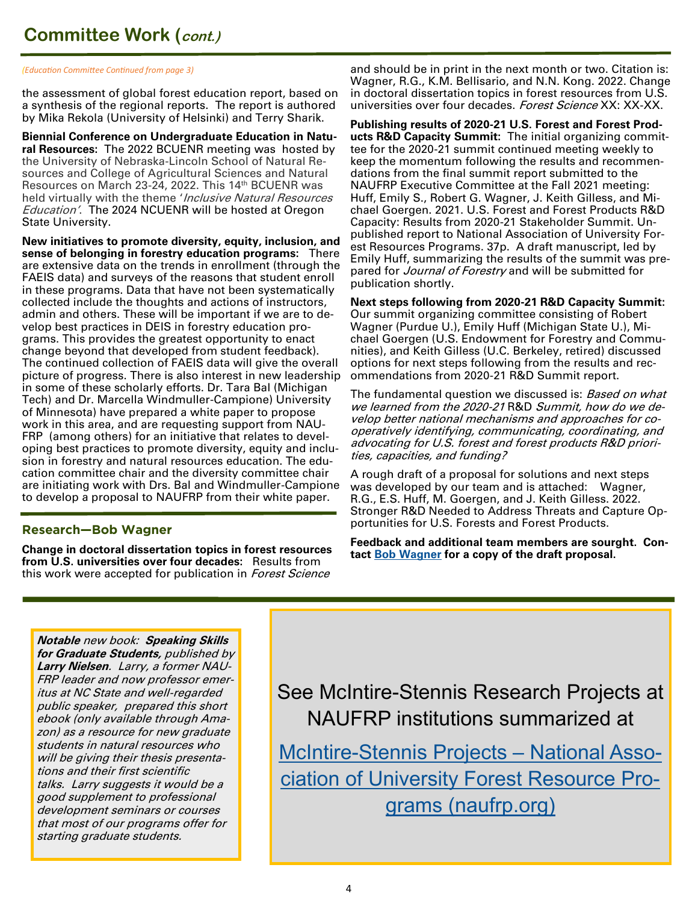## Committee Work (*cont.*)

*(Education Committee Continued from page 3)*

the assessment of global forest education report, based on a synthesis of the regional reports. The report is authored by Mika Rekola (University of Helsinki) and Terry Sharik.

**Biennial Conference on Undergraduate Education in Natural Resources:** The 2022 BCUENR meeting was hosted by the University of Nebraska-Lincoln School of Natural Resources and College of Agricultural Sciences and Natural Resources on March 23-24, 2022. This 14th BCUENR was held virtually with the theme '*Inclusive Natural Resources Education'*. The 2024 NCUENR will be hosted at Oregon State University.

**New initiatives to promote diversity, equity, inclusion, and sense of belonging in forestry education programs:** There are extensive data on the trends in enrollment (through the FAEIS data) and surveys of the reasons that student enroll in these programs. Data that have not been systematically collected include the thoughts and actions of instructors, admin and others. These will be important if we are to develop best practices in DEIS in forestry education programs. This provides the greatest opportunity to enact change beyond that developed from student feedback). The continued collection of FAEIS data will give the overall picture of progress. There is also interest in new leadership in some of these scholarly efforts. Dr. Tara Bal (Michigan Tech) and Dr. Marcella Windmuller-Campione) University of Minnesota) have prepared a white paper to propose work in this area, and are requesting support from NAUFRP (among others) for an initiative that relates to developing best practices to promote diversity, equity and inclusion in forestry and natural resources education. The education committee chair and the diversity committee chair are initiating work with Drs. Bal and Windmuller-Campione to develop a proposal to NAUFRP from their white paper.

### Research—Bob Wagner

**Change in doctoral dissertation topics in forest resources from U.S. universities over four decades:** Results from this work were accepted for publication in *Forest Science* and should be in print in the next month or two. Citation is: Wagner, R.G., K.M. Bellisario, and N.N. Kong. 2022. Change in doctoral dissertation topics in forest resources from U.S. universities over four decades. *Forest Science* XX: XX-XX.

**Publishing results of 2020-21 U.S. Forest and Forest Products R&D Capacity Summit:** The initial organizing committee for the 2020-21 summit continued meeting weekly to keep the momentum following the results and recommendations from the final summit report submitted to the NAUFRP Executive Committee at the Fall 2021 meeting: Huff, Emily S., Robert G. Wagner, J. Keith Gilless, and Michael Goergen. 2021. U.S. Forest and Forest Products R&D Capacity: Results from 2020-21 Stakeholder Summit. Unpublished report to National Association of University Forest Resources Programs. 37p. A draft manuscript, led by Emily Huff, summarizing the results of the summit was prepared for *Journal of Forestry* and will be submitted for publication shortly.

**Next steps following from 2020-21 R&D Capacity Summit:** Our summit organizing committee consisting of Robert Wagner (Purdue U.), Emily Huff (Michigan State U.), Michael Goergen (U.S. Endowment for Forestry and Communities), and Keith Gilless (U.C. Berkeley, retired) discussed options for next steps following from the results and recommendations from 2020-21 R&D Summit report.

The fundamental question we discussed is: *Based on what we learned from the 2020-21* R&D *Summit, how do we develop better national mechanisms and approaches for cooperatively identifying, communicating, coordinating, and advocating for U.S. forest and forest products R&D priorities, capacities, and funding?*

A rough draft of a proposal for solutions and next steps was developed by our team and is attached: Wagner, R.G., E.S. Huff, M. Goergen, and J. Keith Gilless. 2022. Stronger R&D Needed to Address Threats and Capture Opportunities for U.S. Forests and Forest Products.

**Feedback and additional team members are sourght. Contact Bob Wagner for a copy of the draft proposal.**

***Notable** new book: **Speaking Skills for Graduate Students,** published by **Larry Nielsen**. Larry, a former NAUFRP leader and now professor emeritus at NC State and well-regarded public speaker, prepared this short ebook (only available through Amazon) as a resource for new graduate students in natural resources who will be giving their thesis presentations and their first scientific talks. Larry suggests it would be a good supplement to professional development seminars or courses that most of our programs offer for starting graduate students.*

See McIntire-Stennis Research Projects at NAUFRP institutions summarized at

McIntire-Stennis Projects – National Association of University Forest Resource Programs (naufrp.org)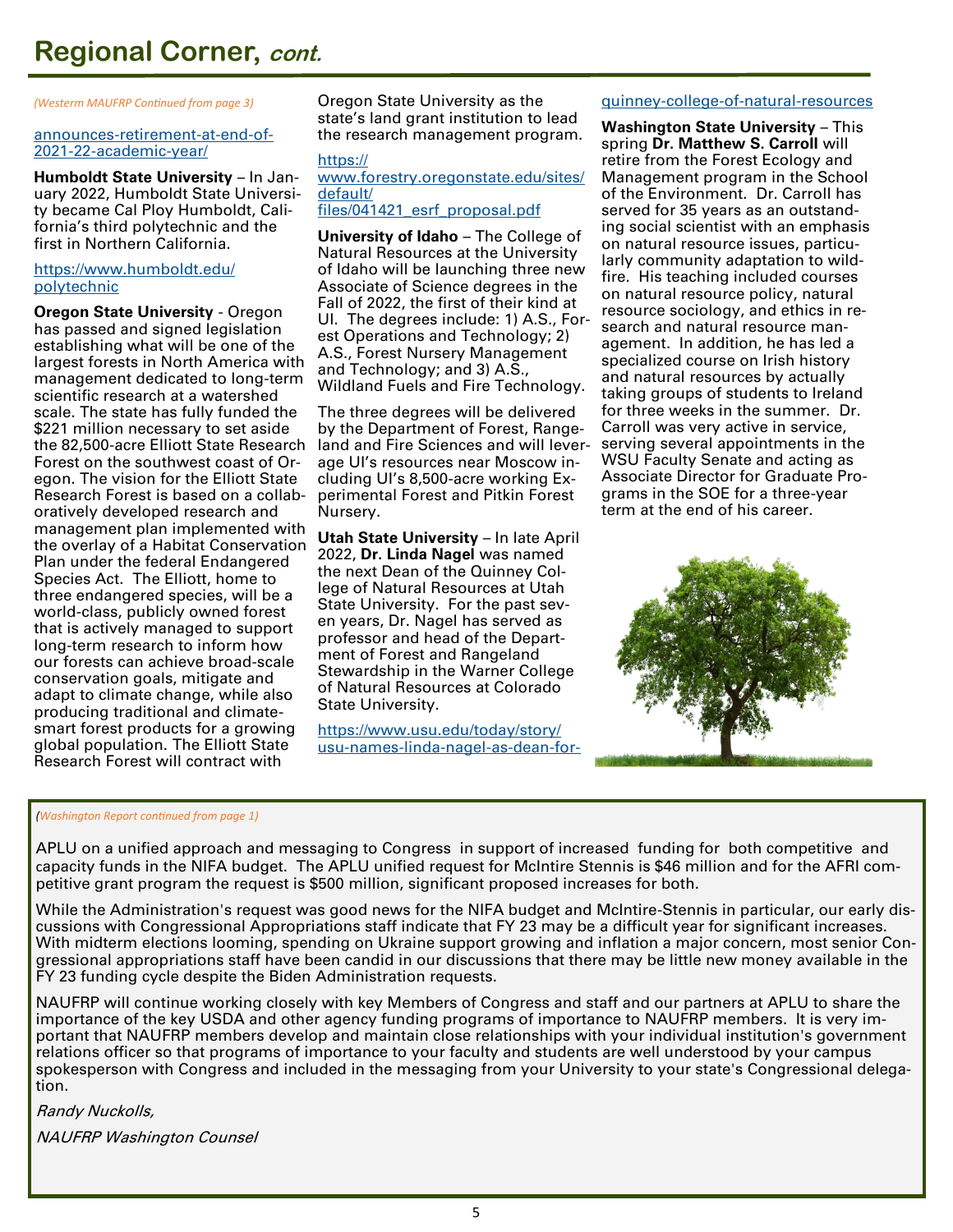# Regional Corner, *cont.*

*(Westerm MAUFRP Continued from page 3)*

announces-retirement-at-end-of-2021-22-academic-year/

**Humboldt State University** – In January 2022, Humboldt State University became Cal Ploy Humboldt, California's third polytechnic and the first in Northern California.

https://www.humboldt.edu/polytechnic

**Oregon State University** - Oregon has passed and signed legislation establishing what will be one of the largest forests in North America with management dedicated to long-term scientific research at a watershed scale. The state has fully funded the $221 million necessary to set aside the 82,500-acre Elliott State Research Forest on the southwest coast of Oregon. The vision for the Elliott State Research Forest is based on a collaboratively developed research and management plan implemented with the overlay of a Habitat Conservation Plan under the federal Endangered Species Act. The Elliott, home to three endangered species, will be a world-class, publicly owned forest that is actively managed to support long-term research to inform how our forests can achieve broad-scale conservation goals, mitigate and adapt to climate change, while also producing traditional and climate-smart forest products for a growing global population. The Elliott State Research Forest will contract with Oregon State University as the state's land grant institution to lead the research management program.

https://www.forestry.oregonstate.edu/sites/default/files/041421_esrf_proposal.pdf

**University of Idaho** – The College of Natural Resources at the University of Idaho will be launching three new Associate of Science degrees in the Fall of 2022, the first of their kind at UI. The degrees include: 1) A.S., Forest Operations and Technology; 2) A.S., Forest Nursery Management and Technology; and 3) A.S., Wildland Fuels and Fire Technology.

The three degrees will be delivered by the Department of Forest, Rangeland and Fire Sciences and will leverage UI's resources near Moscow including UI's 8,500-acre working Experimental Forest and Pitkin Forest Nursery.

**Utah State University** – In late April 2022, **Dr. Linda Nagel** was named the next Dean of the Quinney College of Natural Resources at Utah State University. For the past seven years, Dr. Nagel has served as professor and head of the Department of Forest and Rangeland Stewardship in the Warner College of Natural Resources at Colorado State University.

https://www.usu.edu/today/story/usu-names-linda-nagel-as-dean-for-quinney-college-of-natural-resources

**Washington State University** – This spring **Dr. Matthew S. Carroll** will retire from the Forest Ecology and Management program in the School of the Environment. Dr. Carroll has served for 35 years as an outstanding social scientist with an emphasis on natural resource issues, particularly community adaptation to wildfire. His teaching included courses on natural resource policy, natural resource sociology, and ethics in research and natural resource management. In addition, he has led a specialized course on Irish history and natural resources by actually taking groups of students to Ireland for three weeks in the summer. Dr. Carroll was very active in service, serving several appointments in the WSU Faculty Senate and acting as Associate Director for Graduate Programs in the SOE for a three-year term at the end of his career.

*(Washington Report continued from page 1)*

APLU on a unified approach and messaging to Congress in support of increased funding for both competitive and capacity funds in the NIFA budget. The APLU unified request for McIntire Stennis is $46 million and for the AFRI competitive grant program the request is $500 million, significant proposed increases for both.

While the Administration's request was good news for the NIFA budget and McIntire-Stennis in particular, our early discussions with Congressional Appropriations staff indicate that FY 23 may be a difficult year for significant increases. With midterm elections looming, spending on Ukraine support growing and inflation a major concern, most senior Congressional appropriations staff have been candid in our discussions that there may be little new money available in the FY 23 funding cycle despite the Biden Administration requests.

NAUFRP will continue working closely with key Members of Congress and staff and our partners at APLU to share the importance of the key USDA and other agency funding programs of importance to NAUFRP members. It is very important that NAUFRP members develop and maintain close relationships with your individual institution's government relations officer so that programs of importance to your faculty and students are well understood by your campus spokesperson with Congress and included in the messaging from your University to your state's Congressional delegation.

*Randy Nuckolls,*

*NAUFRP Washington Counsel*